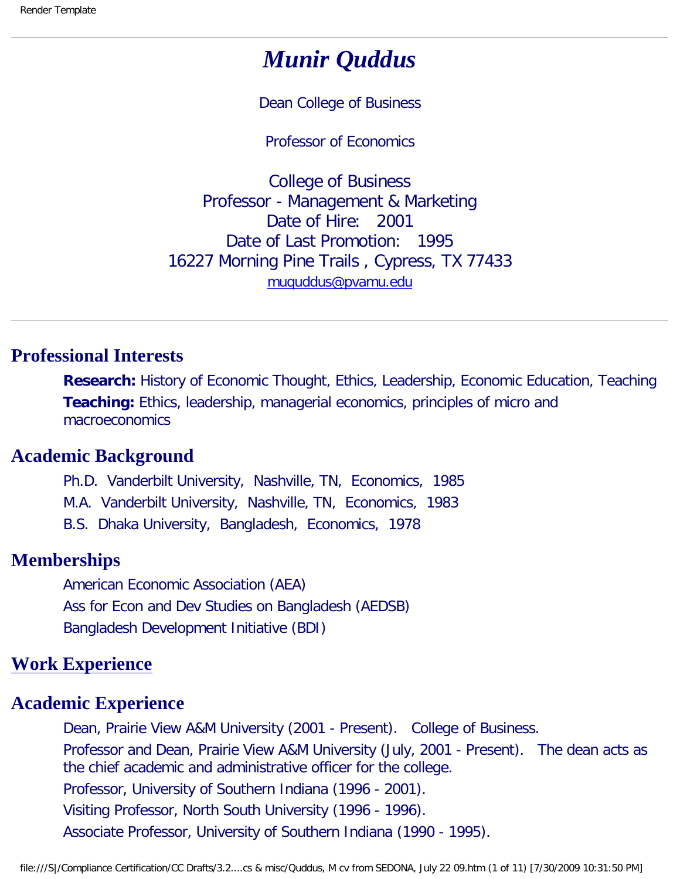# *Munir Quddus*

Dean College of Business

Professor of Economics

College of Business
Professor - Management & Marketing
Date of Hire: 2001
Date of Last Promotion: 1995
16227 Morning Pine Trails , Cypress, TX 77433
muquddus@pvamu.edu

---

## Professional Interests

**Research:** History of Economic Thought, Ethics, Leadership, Economic Education, Teaching

**Teaching:** Ethics, leadership, managerial economics, principles of micro and macroeconomics

## Academic Background

Ph.D. Vanderbilt University, Nashville, TN, Economics, 1985

M.A. Vanderbilt University, Nashville, TN, Economics, 1983

B.S. Dhaka University, Bangladesh, Economics, 1978

## Memberships

American Economic Association (AEA)

Ass for Econ and Dev Studies on Bangladesh (AEDSB)

Bangladesh Development Initiative (BDI)

## Work Experience

## Academic Experience

Dean, Prairie View A&M University (2001 - Present). College of Business.

Professor and Dean, Prairie View A&M University (July, 2001 - Present). The dean acts as the chief academic and administrative officer for the college.

Professor, University of Southern Indiana (1996 - 2001).

Visiting Professor, North South University (1996 - 1996).

Associate Professor, University of Southern Indiana (1990 - 1995).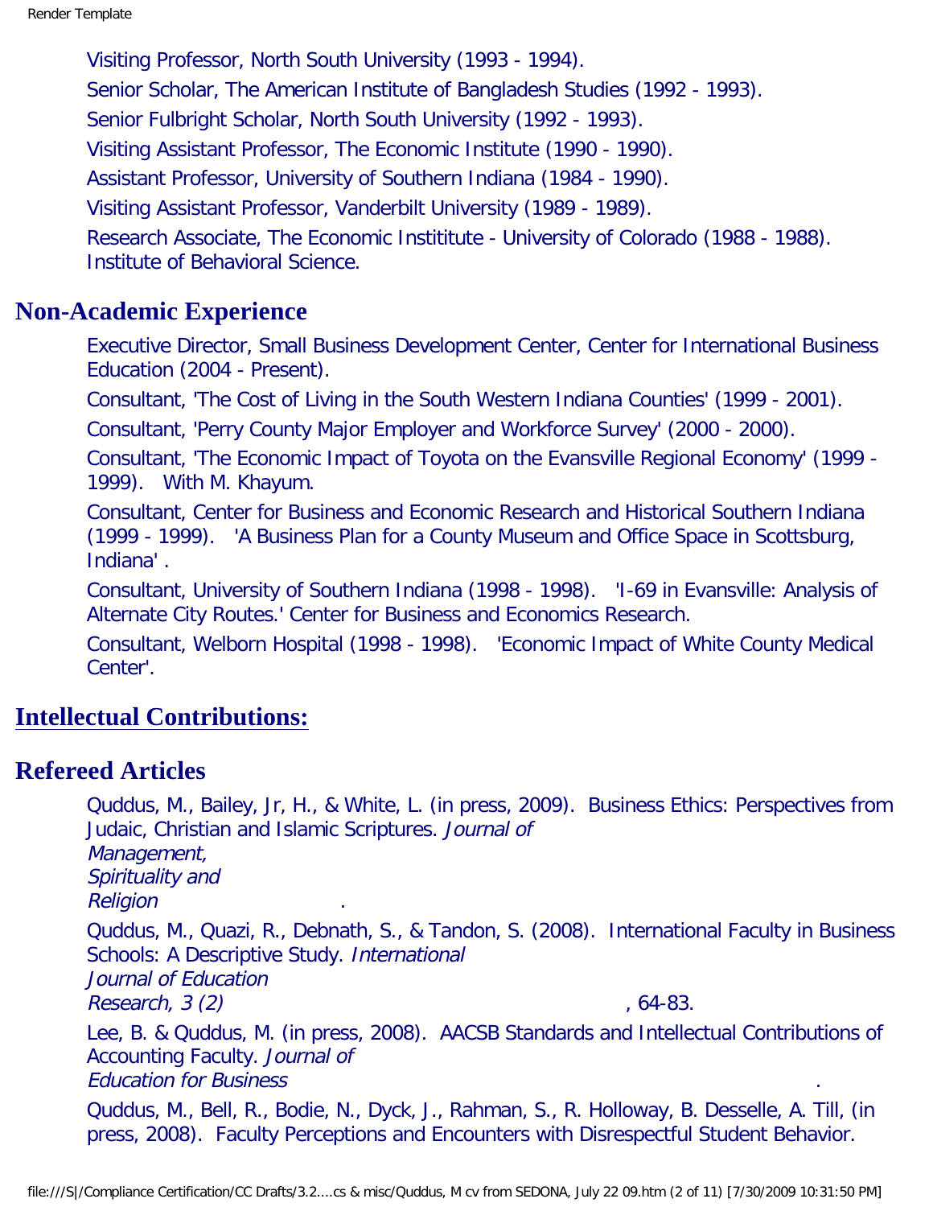Visiting Professor, North South University (1993 - 1994).

Senior Scholar, The American Institute of Bangladesh Studies (1992 - 1993).

Senior Fulbright Scholar, North South University (1992 - 1993).

Visiting Assistant Professor, The Economic Institute (1990 - 1990).

Assistant Professor, University of Southern Indiana (1984 - 1990).

Visiting Assistant Professor, Vanderbilt University (1989 - 1989).

Research Associate, The Economic Instititute - University of Colorado (1988 - 1988). Institute of Behavioral Science.

## Non-Academic Experience

Executive Director, Small Business Development Center, Center for International Business Education (2004 - Present).

Consultant, 'The Cost of Living in the South Western Indiana Counties' (1999 - 2001).

Consultant, 'Perry County Major Employer and Workforce Survey' (2000 - 2000).

Consultant, 'The Economic Impact of Toyota on the Evansville Regional Economy' (1999 - 1999). With M. Khayum.

Consultant, Center for Business and Economic Research and Historical Southern Indiana (1999 - 1999). 'A Business Plan for a County Museum and Office Space in Scottsburg, Indiana' .

Consultant, University of Southern Indiana (1998 - 1998). 'I-69 in Evansville: Analysis of Alternate City Routes.' Center for Business and Economics Research.

Consultant, Welborn Hospital (1998 - 1998). 'Economic Impact of White County Medical Center'.

## Intellectual Contributions:

## Refereed Articles

Quddus, M., Bailey, Jr, H., & White, L. (in press, 2009). Business Ethics: Perspectives from Judaic, Christian and Islamic Scriptures. *Journal of Management, Spirituality and Religion*.

Quddus, M., Quazi, R., Debnath, S., & Tandon, S. (2008). International Faculty in Business Schools: A Descriptive Study. *International Journal of Education Research, 3 (2)*, 64-83.

Lee, B. & Quddus, M. (in press, 2008). AACSB Standards and Intellectual Contributions of Accounting Faculty. *Journal of Education for Business*.

Quddus, M., Bell, R., Bodie, N., Dyck, J., Rahman, S., R. Holloway, B. Desselle, A. Till, (in press, 2008). Faculty Perceptions and Encounters with Disrespectful Student Behavior.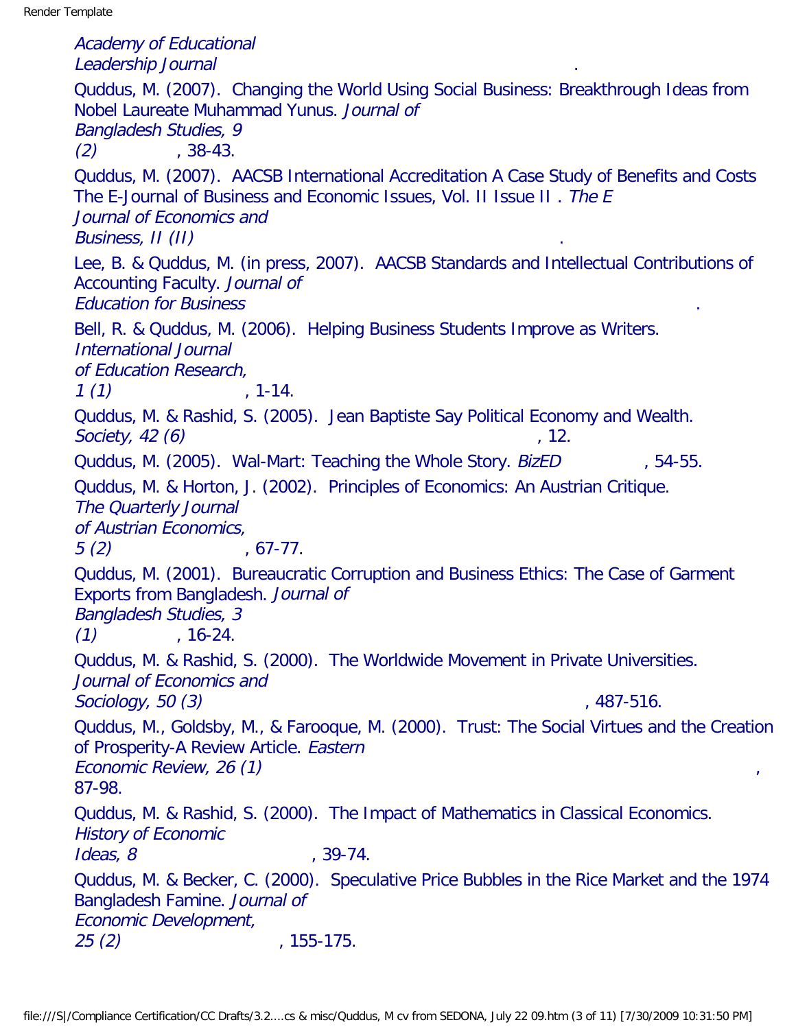*Academy of Educational Leadership Journal*.

Quddus, M. (2007). Changing the World Using Social Business: Breakthrough Ideas from Nobel Laureate Muhammad Yunus. *Journal of Bangladesh Studies, 9 (2)*, 38-43.

Quddus, M. (2007). AACSB International Accreditation A Case Study of Benefits and Costs The E-Journal of Business and Economic Issues, Vol. II Issue II . *The E Journal of Economics and Business, II (II)*.

Lee, B. & Quddus, M. (in press, 2007). AACSB Standards and Intellectual Contributions of Accounting Faculty. *Journal of Education for Business*.

Bell, R. & Quddus, M. (2006). Helping Business Students Improve as Writers. *International Journal of Education Research, 1 (1)*, 1-14.

Quddus, M. & Rashid, S. (2005). Jean Baptiste Say Political Economy and Wealth. *Society, 42 (6)*, 12.

Quddus, M. (2005). Wal-Mart: Teaching the Whole Story. *BizED*, 54-55.

Quddus, M. & Horton, J. (2002). Principles of Economics: An Austrian Critique. *The Quarterly Journal of Austrian Economics, 5 (2)*, 67-77.

Quddus, M. (2001). Bureaucratic Corruption and Business Ethics: The Case of Garment Exports from Bangladesh. *Journal of Bangladesh Studies, 3 (1)*, 16-24.

Quddus, M. & Rashid, S. (2000). The Worldwide Movement in Private Universities. *Journal of Economics and Sociology, 50 (3)*, 487-516.

Quddus, M., Goldsby, M., & Farooque, M. (2000). Trust: The Social Virtues and the Creation of Prosperity-A Review Article. *Eastern Economic Review, 26 (1)*, 87-98.

Quddus, M. & Rashid, S. (2000). The Impact of Mathematics in Classical Economics. *History of Economic Ideas, 8*, 39-74.

Quddus, M. & Becker, C. (2000). Speculative Price Bubbles in the Rice Market and the 1974 Bangladesh Famine. *Journal of Economic Development, 25 (2)*, 155-175.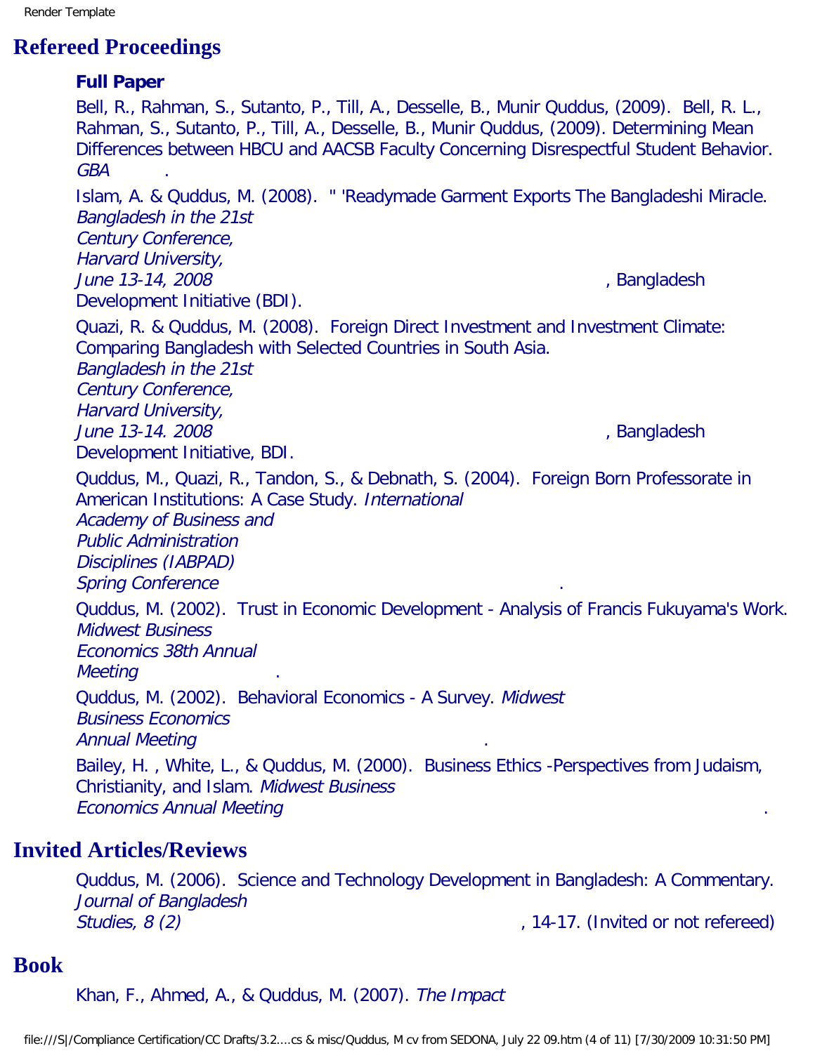# Refereed Proceedings

### Full Paper

Bell, R., Rahman, S., Sutanto, P., Till, A., Desselle, B., Munir Quddus, (2009). Bell, R. L., Rahman, S., Sutanto, P., Till, A., Desselle, B., Munir Quddus, (2009). Determining Mean Differences between HBCU and AACSB Faculty Concerning Disrespectful Student Behavior. *GBA*.

Islam, A. & Quddus, M. (2008). " 'Readymade Garment Exports The Bangladeshi Miracle. *Bangladesh in the 21st Century Conference, Harvard University, June 13-14, 2008*, Bangladesh Development Initiative (BDI).

Quazi, R. & Quddus, M. (2008). Foreign Direct Investment and Investment Climate: Comparing Bangladesh with Selected Countries in South Asia. *Bangladesh in the 21st Century Conference, Harvard University, June 13-14. 2008*, Bangladesh Development Initiative, BDI.

Quddus, M., Quazi, R., Tandon, S., & Debnath, S. (2004). Foreign Born Professorate in American Institutions: A Case Study. *International Academy of Business and Public Administration Disciplines (IABPAD) Spring Conference*.

Quddus, M. (2002). Trust in Economic Development - Analysis of Francis Fukuyama's Work. *Midwest Business Economics 38th Annual Meeting*.

Quddus, M. (2002). Behavioral Economics - A Survey. *Midwest Business Economics Annual Meeting*.

Bailey, H. , White, L., & Quddus, M. (2000). Business Ethics -Perspectives from Judaism, Christianity, and Islam. *Midwest Business Economics Annual Meeting*.

# Invited Articles/Reviews

Quddus, M. (2006). Science and Technology Development in Bangladesh: A Commentary. *Journal of Bangladesh Studies, 8 (2)*, 14-17. (Invited or not refereed)

# Book

Khan, F., Ahmed, A., & Quddus, M. (2007). *The Impact*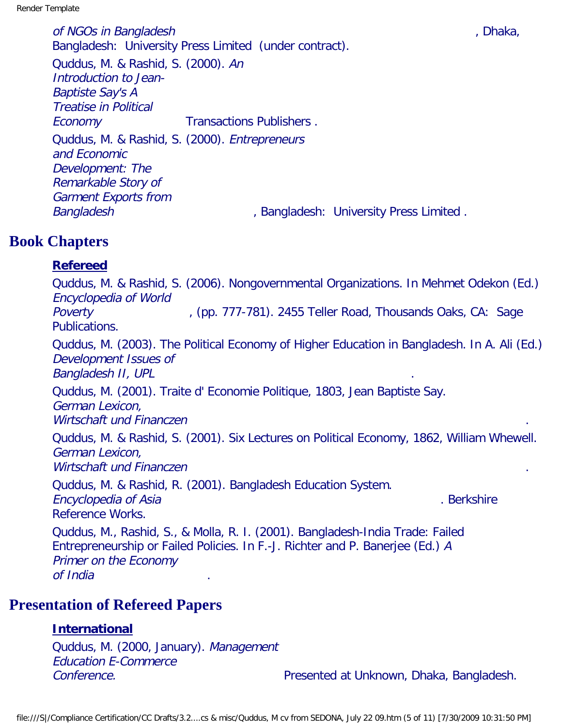*of NGOs in Bangladesh*, Dhaka, Bangladesh: University Press Limited (under contract).

Quddus, M. & Rashid, S. (2000). *An Introduction to Jean-Baptiste Say's A Treatise in Political Economy* Transactions Publishers .

Quddus, M. & Rashid, S. (2000). *Entrepreneurs and Economic Development: The Remarkable Story of Garment Exports from Bangladesh*, Bangladesh: University Press Limited .

# Book Chapters

**Refereed**

Quddus, M. & Rashid, S. (2006). Nongovernmental Organizations. In Mehmet Odekon (Ed.) *Encyclopedia of World Poverty*, (pp. 777-781). 2455 Teller Road, Thousands Oaks, CA: Sage Publications.

Quddus, M. (2003). The Political Economy of Higher Education in Bangladesh. In A. Ali (Ed.) *Development Issues of Bangladesh II, UPL*.

Quddus, M. (2001). Traite d' Economie Politique, 1803, Jean Baptiste Say. *German Lexicon, Wirtschaft und Financzen*.

Quddus, M. & Rashid, S. (2001). Six Lectures on Political Economy, 1862, William Whewell. *German Lexicon, Wirtschaft und Financzen*.

Quddus, M. & Rashid, R. (2001). Bangladesh Education System. *Encyclopedia of Asia*. Berkshire Reference Works.

Quddus, M., Rashid, S., & Molla, R. I. (2001). Bangladesh-India Trade: Failed Entrepreneurship or Failed Policies. In F.-J. Richter and P. Banerjee (Ed.) *A Primer on the Economy of India*.

# Presentation of Refereed Papers

**International**

Quddus, M. (2000, January). *Management Education E-Commerce Conference.* Presented at Unknown, Dhaka, Bangladesh.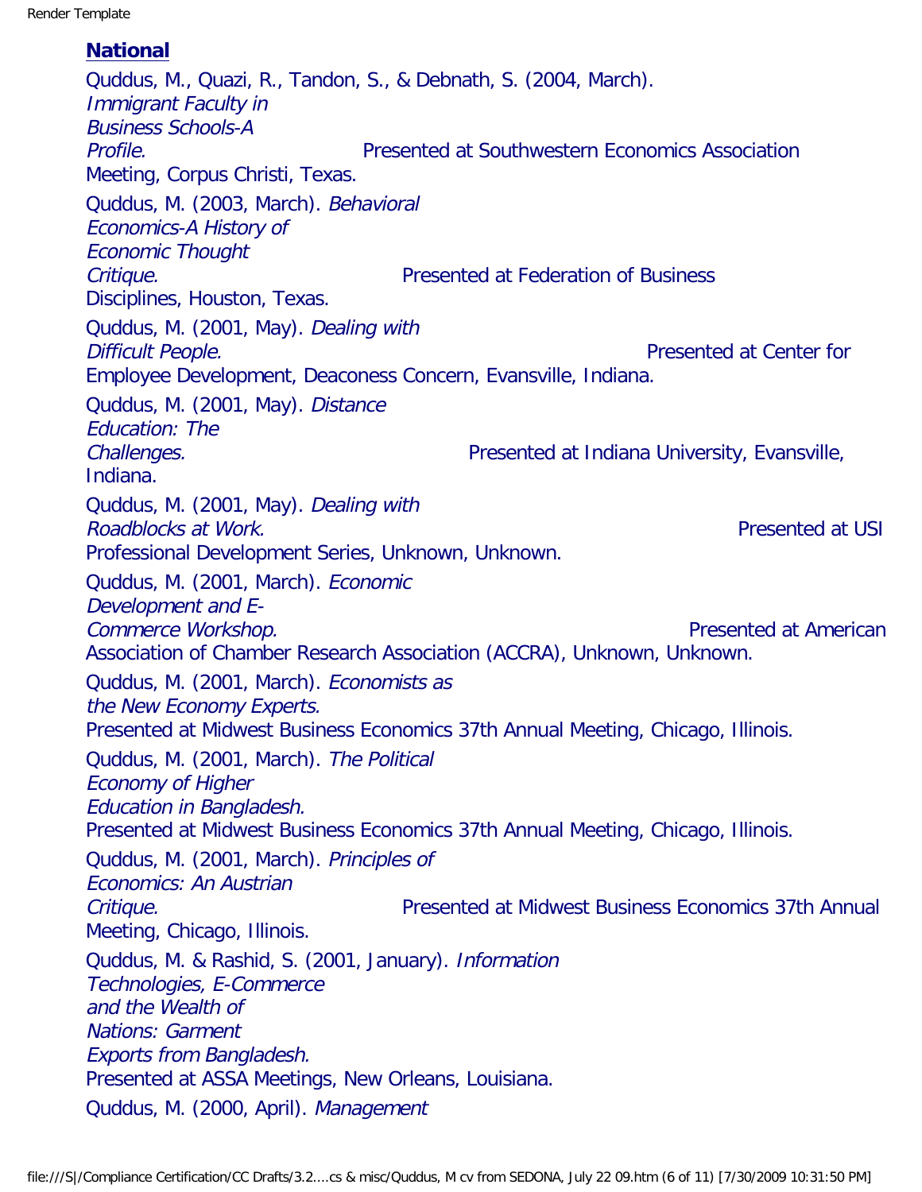## National

Quddus, M., Quazi, R., Tandon, S., & Debnath, S. (2004, March). *Immigrant Faculty in Business Schools-A Profile.* Presented at Southwestern Economics Association Meeting, Corpus Christi, Texas.

Quddus, M. (2003, March). *Behavioral Economics-A History of Economic Thought Critique.* Presented at Federation of Business Disciplines, Houston, Texas.

Quddus, M. (2001, May). *Dealing with Difficult People.* Presented at Center for Employee Development, Deaconess Concern, Evansville, Indiana.

Quddus, M. (2001, May). *Distance Education: The Challenges.* Presented at Indiana University, Evansville, Indiana.

Quddus, M. (2001, May). *Dealing with Roadblocks at Work.* Presented at USI Professional Development Series, Unknown, Unknown.

Quddus, M. (2001, March). *Economic Development and E-Commerce Workshop.* Presented at American Association of Chamber Research Association (ACCRA), Unknown, Unknown.

Quddus, M. (2001, March). *Economists as the New Economy Experts.* Presented at Midwest Business Economics 37th Annual Meeting, Chicago, Illinois.

Quddus, M. (2001, March). *The Political Economy of Higher Education in Bangladesh.* Presented at Midwest Business Economics 37th Annual Meeting, Chicago, Illinois.

Quddus, M. (2001, March). *Principles of Economics: An Austrian Critique.* Presented at Midwest Business Economics 37th Annual Meeting, Chicago, Illinois.

Quddus, M. & Rashid, S. (2001, January). *Information Technologies, E-Commerce and the Wealth of Nations: Garment Exports from Bangladesh.* Presented at ASSA Meetings, New Orleans, Louisiana.

Quddus, M. (2000, April). *Management*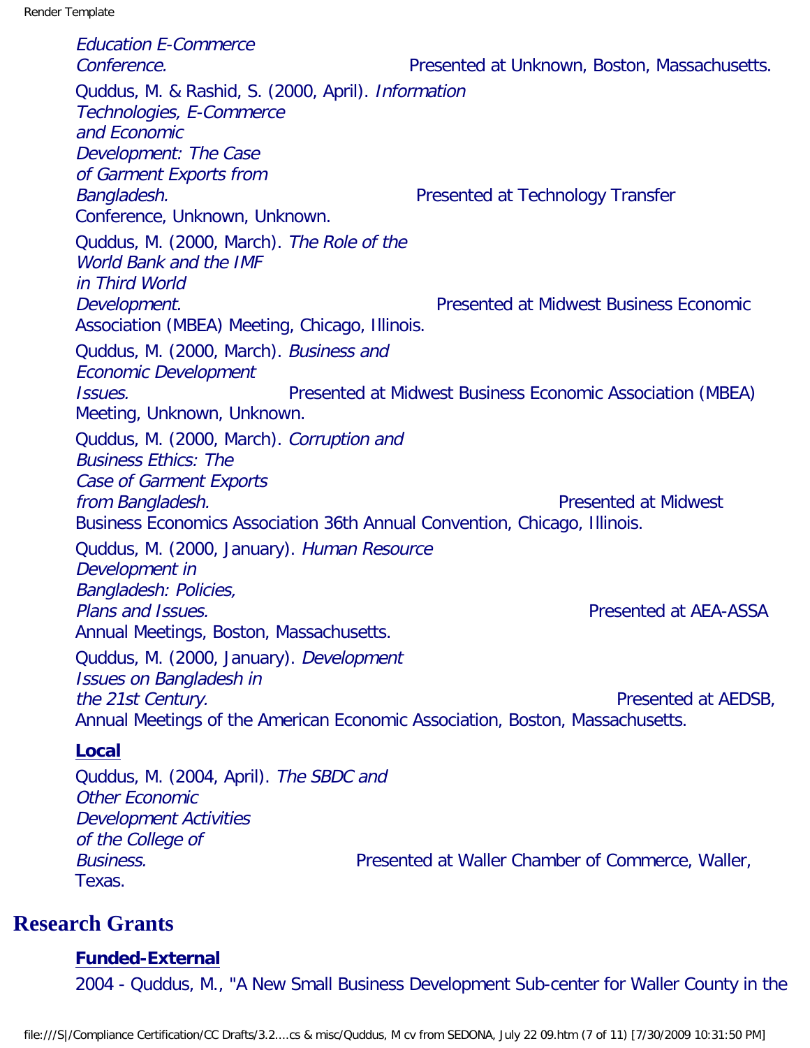*Education E-Commerce Conference.* Presented at Unknown, Boston, Massachusetts.

Quddus, M. & Rashid, S. (2000, April). *Information Technologies, E-Commerce and Economic Development: The Case of Garment Exports from Bangladesh.* Presented at Technology Transfer Conference, Unknown, Unknown.

Quddus, M. (2000, March). *The Role of the World Bank and the IMF in Third World Development.* Presented at Midwest Business Economic Association (MBEA) Meeting, Chicago, Illinois.

Quddus, M. (2000, March). *Business and Economic Development Issues.* Presented at Midwest Business Economic Association (MBEA) Meeting, Unknown, Unknown.

Quddus, M. (2000, March). *Corruption and Business Ethics: The Case of Garment Exports from Bangladesh.* Presented at Midwest Business Economics Association 36th Annual Convention, Chicago, Illinois.

Quddus, M. (2000, January). *Human Resource Development in Bangladesh: Policies, Plans and Issues.* Presented at AEA-ASSA Annual Meetings, Boston, Massachusetts.

Quddus, M. (2000, January). *Development Issues on Bangladesh in the 21st Century.* Presented at AEDSB, Annual Meetings of the American Economic Association, Boston, Massachusetts.

**Local**

Quddus, M. (2004, April). *The SBDC and Other Economic Development Activities of the College of Business.* Presented at Waller Chamber of Commerce, Waller, Texas.

# Research Grants

**Funded-External**

2004 - Quddus, M., "A New Small Business Development Sub-center for Waller County in the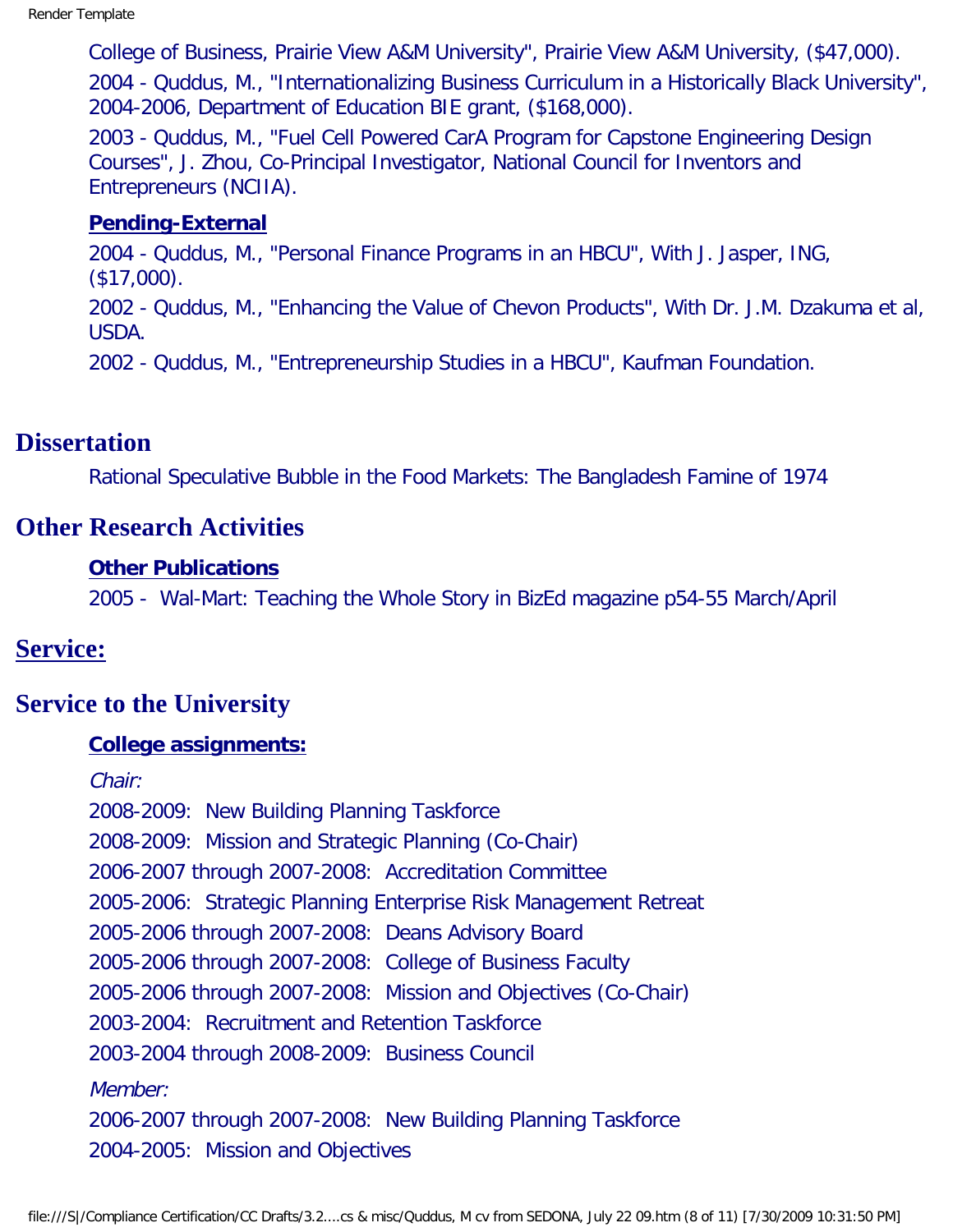College of Business, Prairie View A&M University", Prairie View A&M University, ($47,000).

2004 - Quddus, M., "Internationalizing Business Curriculum in a Historically Black University", 2004-2006, Department of Education BIE grant, ($168,000).

2003 - Quddus, M., "Fuel Cell Powered CarA Program for Capstone Engineering Design Courses", J. Zhou, Co-Principal Investigator, National Council for Inventors and Entrepreneurs (NCIIA).

**Pending-External**

2004 - Quddus, M., "Personal Finance Programs in an HBCU", With J. Jasper, ING, ($17,000).

2002 - Quddus, M., "Enhancing the Value of Chevon Products", With Dr. J.M. Dzakuma et al, USDA.

2002 - Quddus, M., "Entrepreneurship Studies in a HBCU", Kaufman Foundation.

## Dissertation

Rational Speculative Bubble in the Food Markets: The Bangladesh Famine of 1974

## Other Research Activities

**Other Publications**

2005 - Wal-Mart: Teaching the Whole Story in BizEd magazine p54-55 March/April

## Service:

## Service to the University

**College assignments:**

*Chair:*

2008-2009: New Building Planning Taskforce

2008-2009: Mission and Strategic Planning (Co-Chair)

2006-2007 through 2007-2008: Accreditation Committee

2005-2006: Strategic Planning Enterprise Risk Management Retreat

2005-2006 through 2007-2008: Deans Advisory Board

2005-2006 through 2007-2008: College of Business Faculty

2005-2006 through 2007-2008: Mission and Objectives (Co-Chair)

2003-2004: Recruitment and Retention Taskforce

2003-2004 through 2008-2009: Business Council

*Member:*

2006-2007 through 2007-2008: New Building Planning Taskforce

2004-2005: Mission and Objectives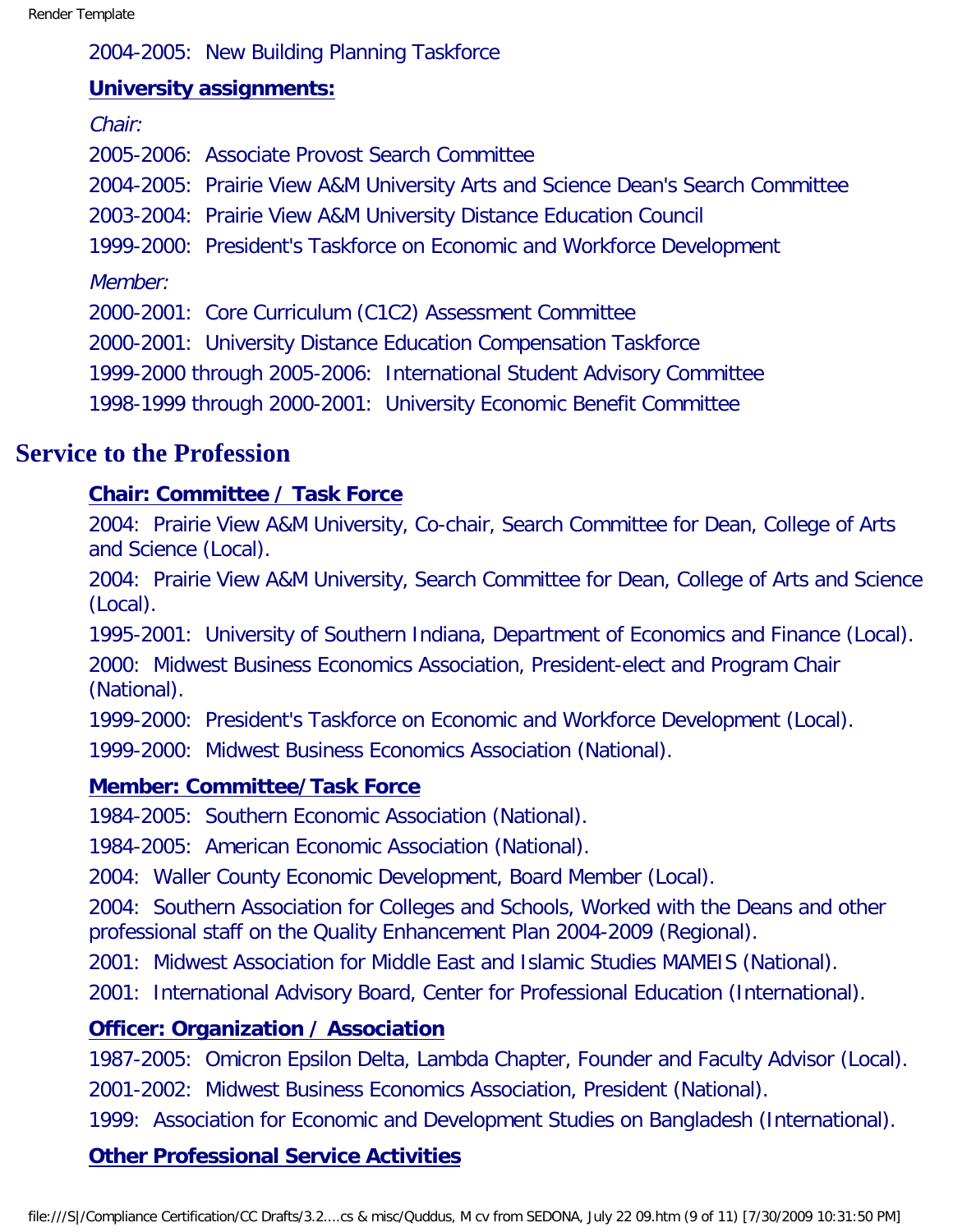2004-2005: New Building Planning Taskforce

**University assignments:**

*Chair:*

2005-2006: Associate Provost Search Committee

2004-2005: Prairie View A&M University Arts and Science Dean's Search Committee

2003-2004: Prairie View A&M University Distance Education Council

1999-2000: President's Taskforce on Economic and Workforce Development

*Member:*

2000-2001: Core Curriculum (C1C2) Assessment Committee

2000-2001: University Distance Education Compensation Taskforce

1999-2000 through 2005-2006: International Student Advisory Committee

1998-1999 through 2000-2001: University Economic Benefit Committee

## Service to the Profession

**Chair: Committee / Task Force**

2004: Prairie View A&M University, Co-chair, Search Committee for Dean, College of Arts and Science (Local).

2004: Prairie View A&M University, Search Committee for Dean, College of Arts and Science (Local).

1995-2001: University of Southern Indiana, Department of Economics and Finance (Local).

2000: Midwest Business Economics Association, President-elect and Program Chair (National).

1999-2000: President's Taskforce on Economic and Workforce Development (Local).

1999-2000: Midwest Business Economics Association (National).

**Member: Committee/Task Force**

1984-2005: Southern Economic Association (National).

1984-2005: American Economic Association (National).

2004: Waller County Economic Development, Board Member (Local).

2004: Southern Association for Colleges and Schools, Worked with the Deans and other professional staff on the Quality Enhancement Plan 2004-2009 (Regional).

2001: Midwest Association for Middle East and Islamic Studies MAMEIS (National).

2001: International Advisory Board, Center for Professional Education (International).

**Officer: Organization / Association**

1987-2005: Omicron Epsilon Delta, Lambda Chapter, Founder and Faculty Advisor (Local).

2001-2002: Midwest Business Economics Association, President (National).

1999: Association for Economic and Development Studies on Bangladesh (International).

**Other Professional Service Activities**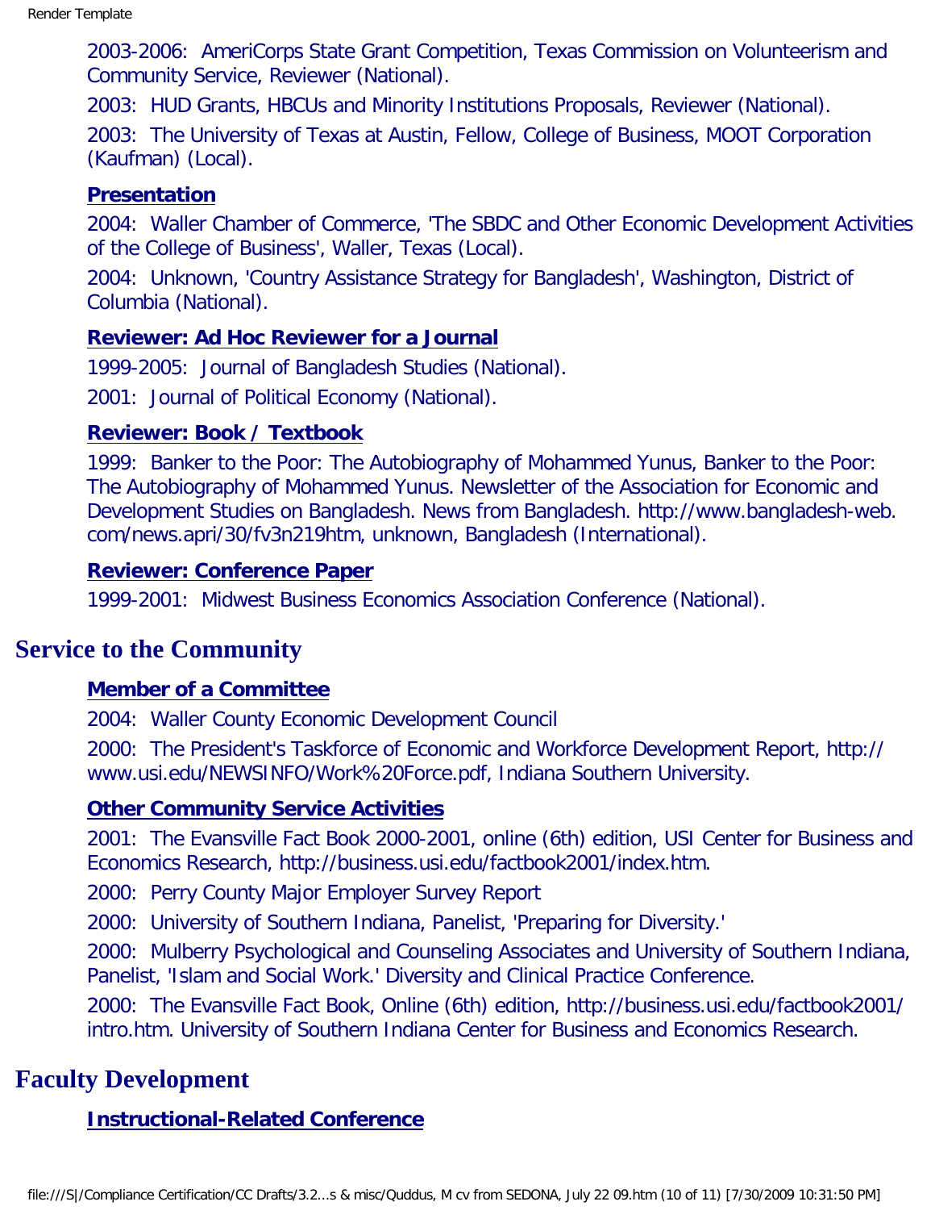2003-2006: AmeriCorps State Grant Competition, Texas Commission on Volunteerism and Community Service, Reviewer (National).

2003: HUD Grants, HBCUs and Minority Institutions Proposals, Reviewer (National).

2003: The University of Texas at Austin, Fellow, College of Business, MOOT Corporation (Kaufman) (Local).

### Presentation

2004: Waller Chamber of Commerce, 'The SBDC and Other Economic Development Activities of the College of Business', Waller, Texas (Local).

2004: Unknown, 'Country Assistance Strategy for Bangladesh', Washington, District of Columbia (National).

### Reviewer: Ad Hoc Reviewer for a Journal

1999-2005: Journal of Bangladesh Studies (National).

2001: Journal of Political Economy (National).

### Reviewer: Book / Textbook

1999: Banker to the Poor: The Autobiography of Mohammed Yunus, Banker to the Poor: The Autobiography of Mohammed Yunus. Newsletter of the Association for Economic and Development Studies on Bangladesh. News from Bangladesh. http://www.bangladesh-web.com/news.apri/30/fv3n219htm, unknown, Bangladesh (International).

### Reviewer: Conference Paper

1999-2001: Midwest Business Economics Association Conference (National).

## Service to the Community

### Member of a Committee

2004: Waller County Economic Development Council

2000: The President's Taskforce of Economic and Workforce Development Report, http://www.usi.edu/NEWSINFO/Work%20Force.pdf, Indiana Southern University.

### Other Community Service Activities

2001: The Evansville Fact Book 2000-2001, online (6th) edition, USI Center for Business and Economics Research, http://business.usi.edu/factbook2001/index.htm.

2000: Perry County Major Employer Survey Report

2000: University of Southern Indiana, Panelist, 'Preparing for Diversity.'

2000: Mulberry Psychological and Counseling Associates and University of Southern Indiana, Panelist, 'Islam and Social Work.' Diversity and Clinical Practice Conference.

2000: The Evansville Fact Book, Online (6th) edition, http://business.usi.edu/factbook2001/intro.htm. University of Southern Indiana Center for Business and Economics Research.

## Faculty Development

### Instructional-Related Conference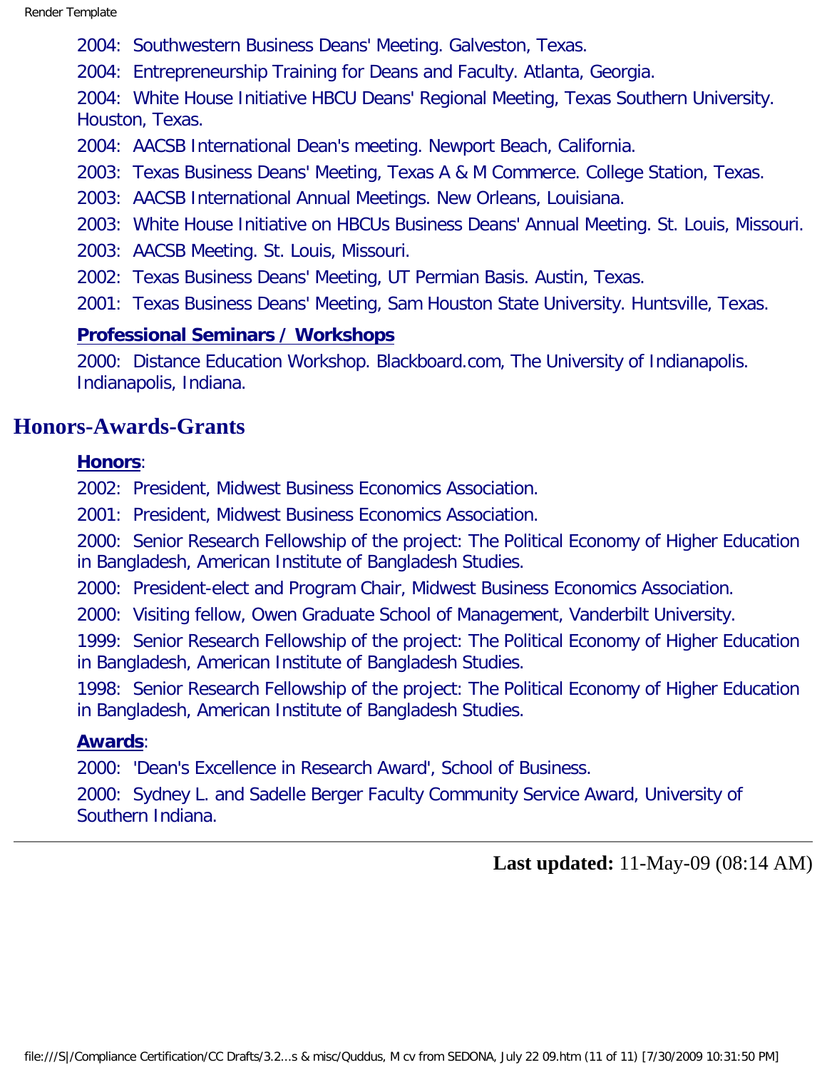2004: Southwestern Business Deans' Meeting. Galveston, Texas.

2004: Entrepreneurship Training for Deans and Faculty. Atlanta, Georgia.

2004: White House Initiative HBCU Deans' Regional Meeting, Texas Southern University. Houston, Texas.

2004: AACSB International Dean's meeting. Newport Beach, California.

2003: Texas Business Deans' Meeting, Texas A & M Commerce. College Station, Texas.

2003: AACSB International Annual Meetings. New Orleans, Louisiana.

2003: White House Initiative on HBCUs Business Deans' Annual Meeting. St. Louis, Missouri.

2003: AACSB Meeting. St. Louis, Missouri.

2002: Texas Business Deans' Meeting, UT Permian Basis. Austin, Texas.

2001: Texas Business Deans' Meeting, Sam Houston State University. Huntsville, Texas.

**Professional Seminars / Workshops**

2000: Distance Education Workshop. Blackboard.com, The University of Indianapolis. Indianapolis, Indiana.

## Honors-Awards-Grants

**Honors**:

2002: President, Midwest Business Economics Association.

2001: President, Midwest Business Economics Association.

2000: Senior Research Fellowship of the project: The Political Economy of Higher Education in Bangladesh, American Institute of Bangladesh Studies.

2000: President-elect and Program Chair, Midwest Business Economics Association.

2000: Visiting fellow, Owen Graduate School of Management, Vanderbilt University.

1999: Senior Research Fellowship of the project: The Political Economy of Higher Education in Bangladesh, American Institute of Bangladesh Studies.

1998: Senior Research Fellowship of the project: The Political Economy of Higher Education in Bangladesh, American Institute of Bangladesh Studies.

**Awards**:

2000: 'Dean's Excellence in Research Award', School of Business.

2000: Sydney L. and Sadelle Berger Faculty Community Service Award, University of Southern Indiana.

---

**Last updated:** 11-May-09 (08:14 AM)